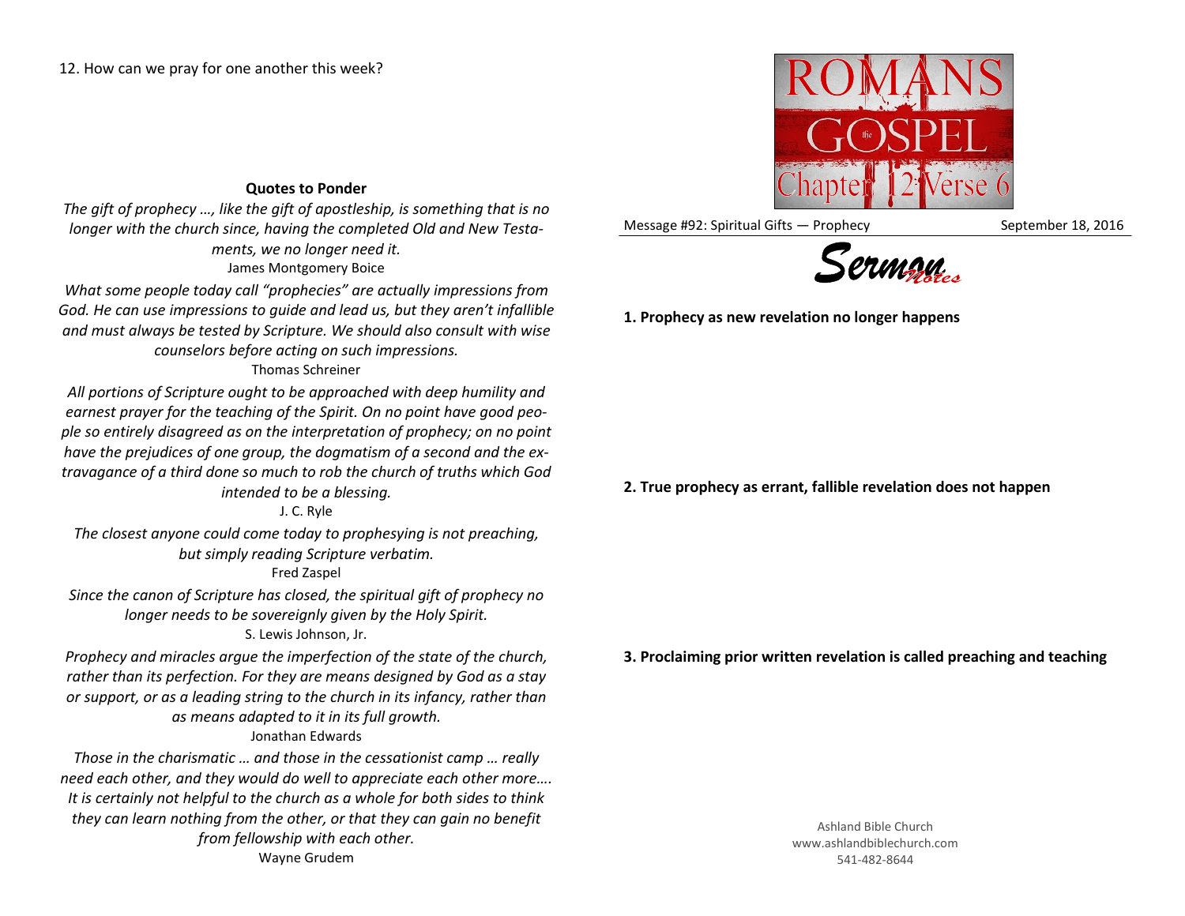12. How can we pray for one another this week?

**Quotes to Ponder**

*The gift of prophecy …, like the gift of apostleship, is something that is no longer with the church since, having the completed Old and New Testaments, we no longer need it.*
James Montgomery Boice

*What some people today call "prophecies" are actually impressions from God. He can use impressions to guide and lead us, but they aren't infallible and must always be tested by Scripture. We should also consult with wise counselors before acting on such impressions.*
Thomas Schreiner

*All portions of Scripture ought to be approached with deep humility and earnest prayer for the teaching of the Spirit. On no point have good people so entirely disagreed as on the interpretation of prophecy; on no point have the prejudices of one group, the dogmatism of a second and the extravagance of a third done so much to rob the church of truths which God intended to be a blessing.*
J. C. Ryle

*The closest anyone could come today to prophesying is not preaching, but simply reading Scripture verbatim.*
Fred Zaspel

*Since the canon of Scripture has closed, the spiritual gift of prophecy no longer needs to be sovereignly given by the Holy Spirit.*
S. Lewis Johnson, Jr.

*Prophecy and miracles argue the imperfection of the state of the church, rather than its perfection. For they are means designed by God as a stay or support, or as a leading string to the church in its infancy, rather than as means adapted to it in its full growth.*
Jonathan Edwards

*Those in the charismatic … and those in the cessationist camp … really need each other, and they would do well to appreciate each other more…. It is certainly not helpful to the church as a whole for both sides to think they can learn nothing from the other, or that they can gain no benefit from fellowship with each other.*
Wayne Grudem

# ROMANS the GOSPEL Chapter 12 Verse 6

Message #92: Spiritual Gifts — Prophecy September 18, 2016

## Sermon Notes

**1. Prophecy as new revelation no longer happens**

**2. True prophecy as errant, fallible revelation does not happen**

**3. Proclaiming prior written revelation is called preaching and teaching**

Ashland Bible Church
www.ashlandbiblechurch.com
541-482-8644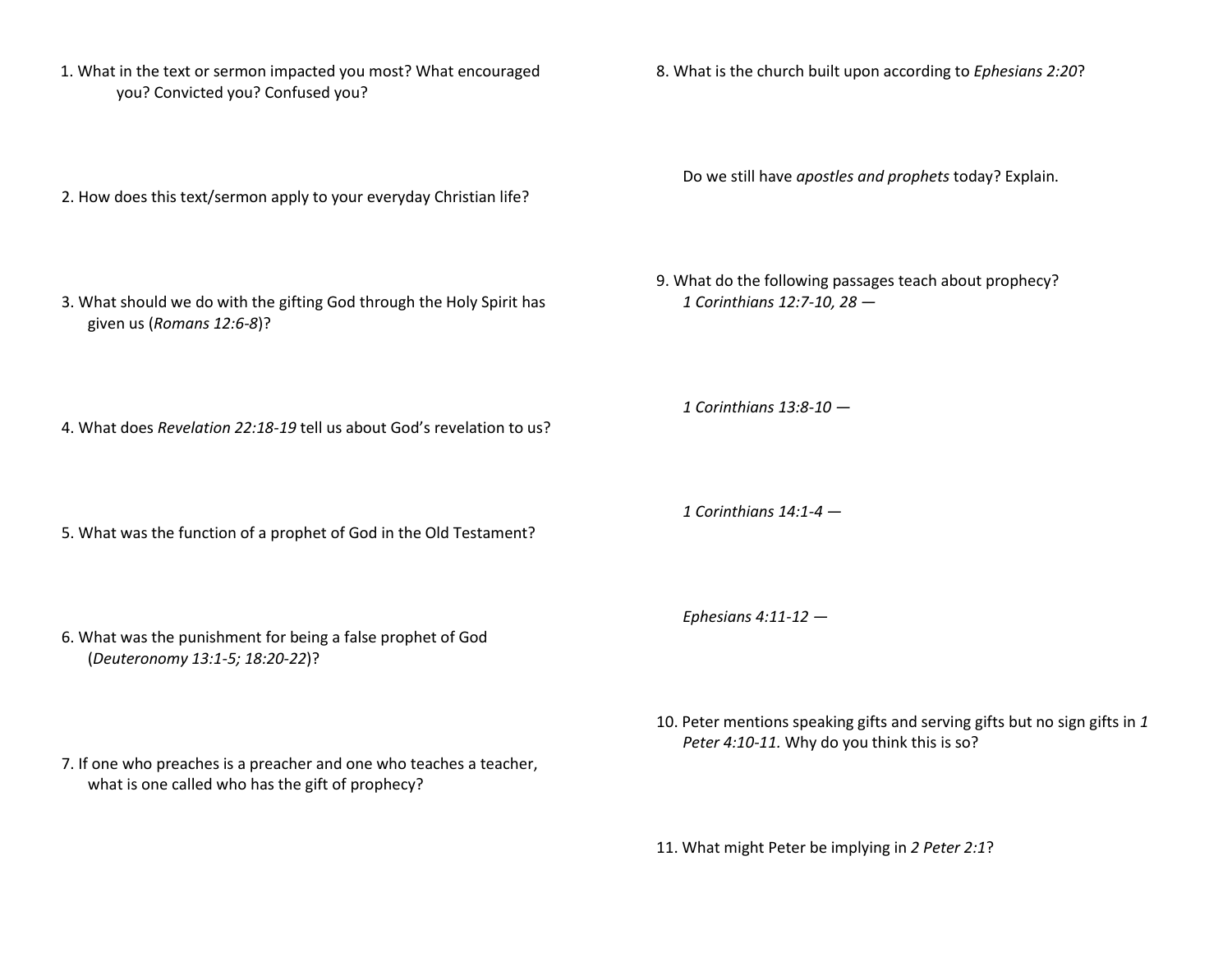1. What in the text or sermon impacted you most? What encouraged you? Convicted you? Confused you?

2. How does this text/sermon apply to your everyday Christian life?

3. What should we do with the gifting God through the Holy Spirit has given us (*Romans 12:6-8*)?

4. What does *Revelation 22:18-19* tell us about God's revelation to us?

5. What was the function of a prophet of God in the Old Testament?

6. What was the punishment for being a false prophet of God (*Deuteronomy 13:1-5; 18:20-22*)?

7. If one who preaches is a preacher and one who teaches a teacher, what is one called who has the gift of prophecy?

8. What is the church built upon according to *Ephesians 2:20*?

   Do we still have *apostles and prophets* today? Explain.

9. What do the following passages teach about prophecy?

   *1 Corinthians 12:7-10, 28 —*

   *1 Corinthians 13:8-10 —*

   *1 Corinthians 14:1-4 —*

   *Ephesians 4:11-12 —*

10. Peter mentions speaking gifts and serving gifts but no sign gifts in *1 Peter 4:10-11.* Why do you think this is so?

11. What might Peter be implying in *2 Peter 2:1*?